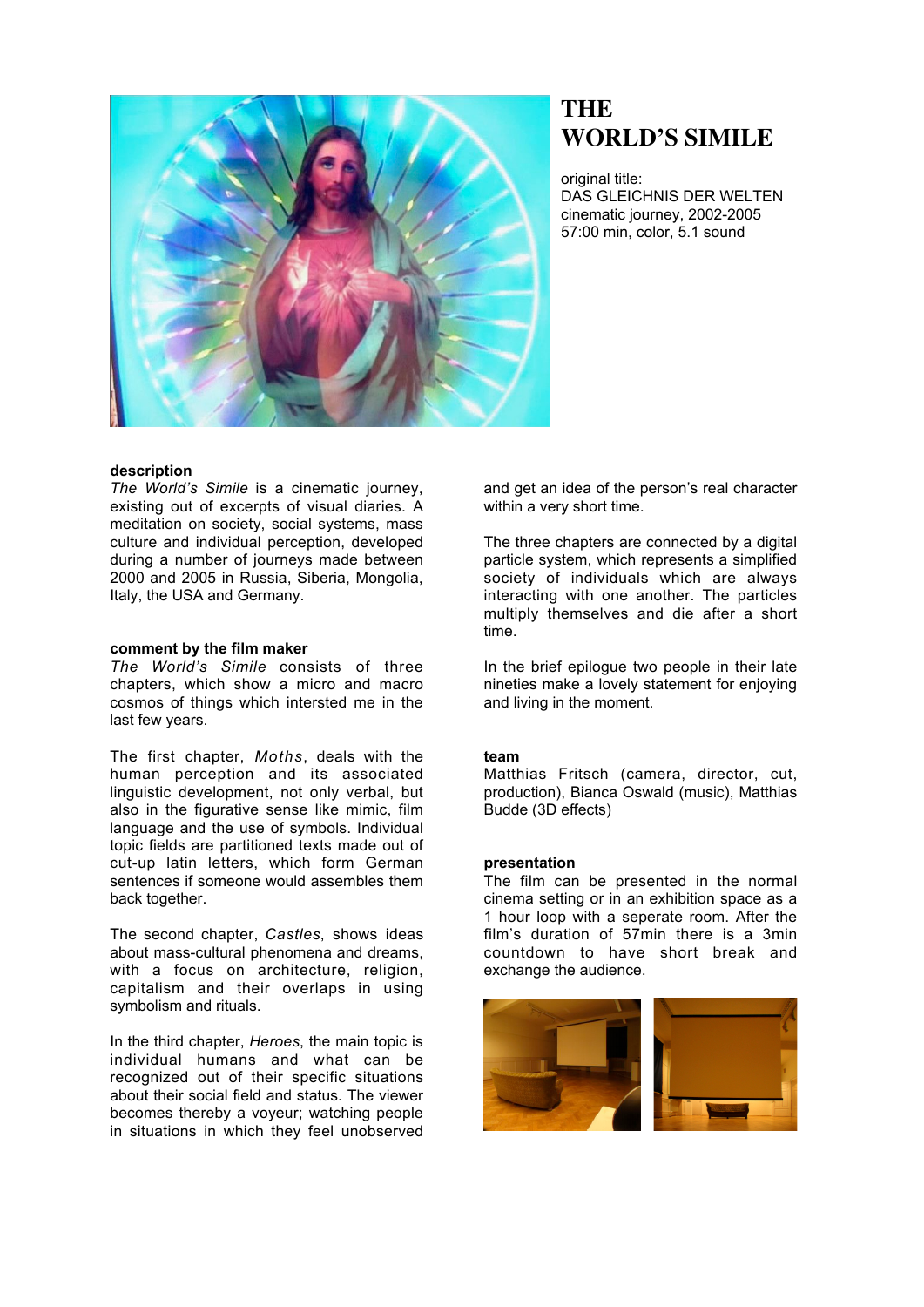# THE WORLD'S SIMILE

original title:
DAS GLEICHNIS DER WELTEN
cinematic journey, 2002-2005
57:00 min, color, 5.1 sound

**description**

*The World's Simile* is a cinematic journey, existing out of excerpts of visual diaries. A meditation on society, social systems, mass culture and individual perception, developed during a number of journeys made between 2000 and 2005 in Russia, Siberia, Mongolia, Italy, the USA and Germany.

**comment by the film maker**

*The World's Simile* consists of three chapters, which show a micro and macro cosmos of things which intersted me in the last few years.

The first chapter, *Moths*, deals with the human perception and its associated linguistic development, not only verbal, but also in the figurative sense like mimic, film language and the use of symbols. Individual topic fields are partitioned texts made out of cut-up latin letters, which form German sentences if someone would assembles them back together.

The second chapter, *Castles*, shows ideas about mass-cultural phenomena and dreams, with a focus on architecture, religion, capitalism and their overlaps in using symbolism and rituals.

In the third chapter, *Heroes*, the main topic is individual humans and what can be recognized out of their specific situations about their social field and status. The viewer becomes thereby a voyeur; watching people in situations in which they feel unobserved and get an idea of the person's real character within a very short time.

The three chapters are connected by a digital particle system, which represents a simplified society of individuals which are always interacting with one another. The particles multiply themselves and die after a short time.

In the brief epilogue two people in their late nineties make a lovely statement for enjoying and living in the moment.

**team**

Matthias Fritsch (camera, director, cut, production), Bianca Oswald (music), Matthias Budde (3D effects)

**presentation**

The film can be presented in the normal cinema setting or in an exhibition space as a 1 hour loop with a seperate room. After the film's duration of 57min there is a 3min countdown to have short break and exchange the audience.